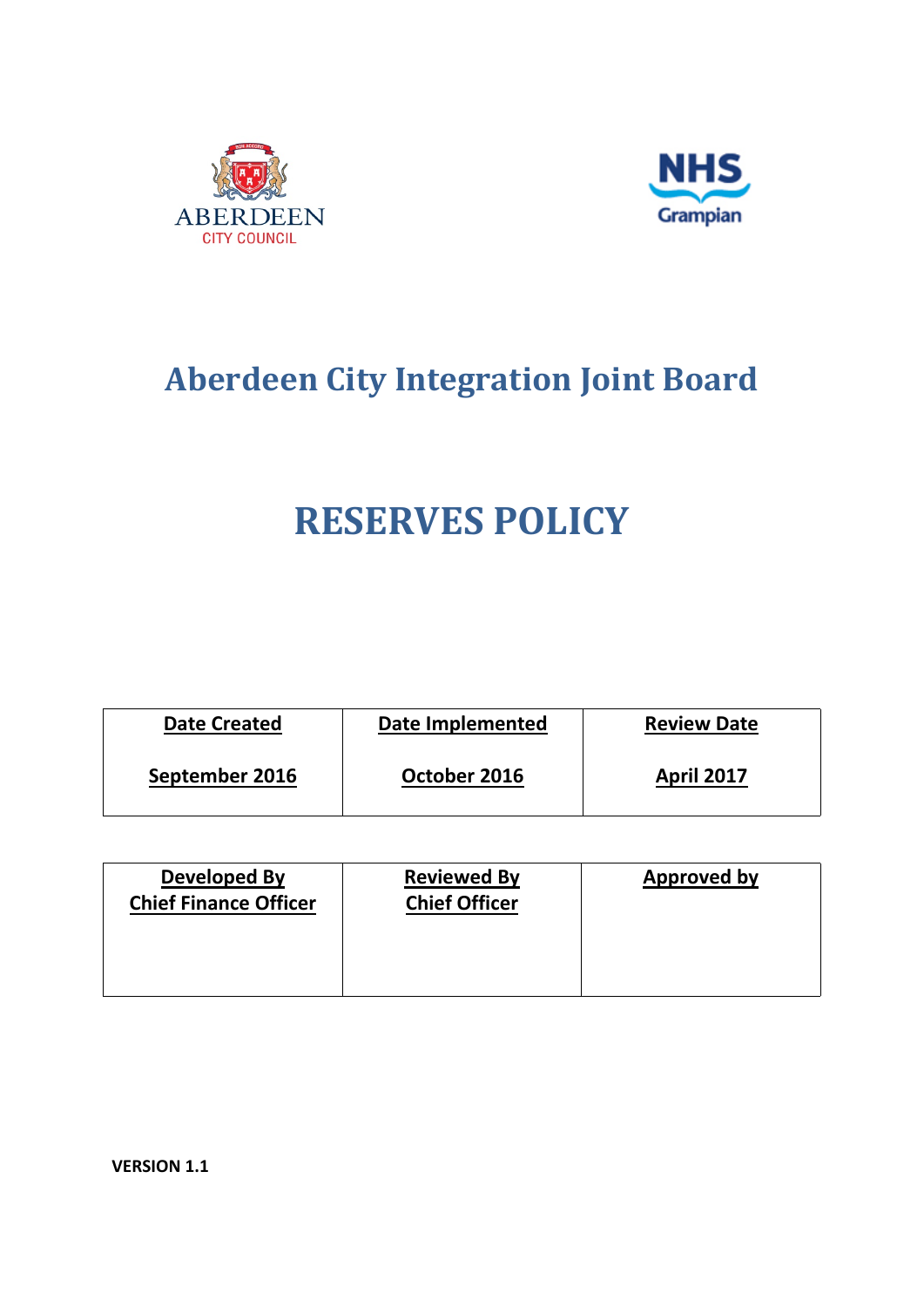ABERDEEN
CITY COUNCIL

NHS
Grampian

# Aberdeen City Integration Joint Board

# RESERVES POLICY

| Date Created | Date Implemented | Review Date |
|---|---|---|
| September 2016 | October 2016 | April 2017 |

| Developed By | Reviewed By | Approved by |
|---|---|---|
| Chief Finance Officer | Chief Officer | |

**VERSION 1.1**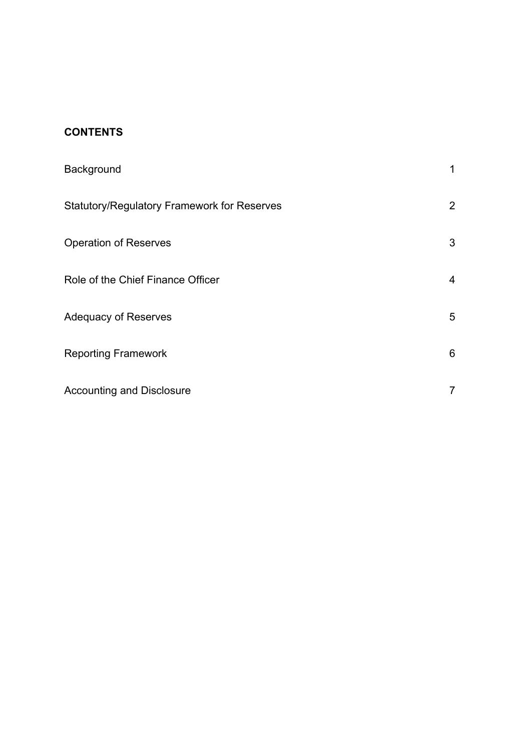**CONTENTS**

| | |
|---|---|
| Background | 1 |
| Statutory/Regulatory Framework for Reserves | 2 |
| Operation of Reserves | 3 |
| Role of the Chief Finance Officer | 4 |
| Adequacy of Reserves | 5 |
| Reporting Framework | 6 |
| Accounting and Disclosure | 7 |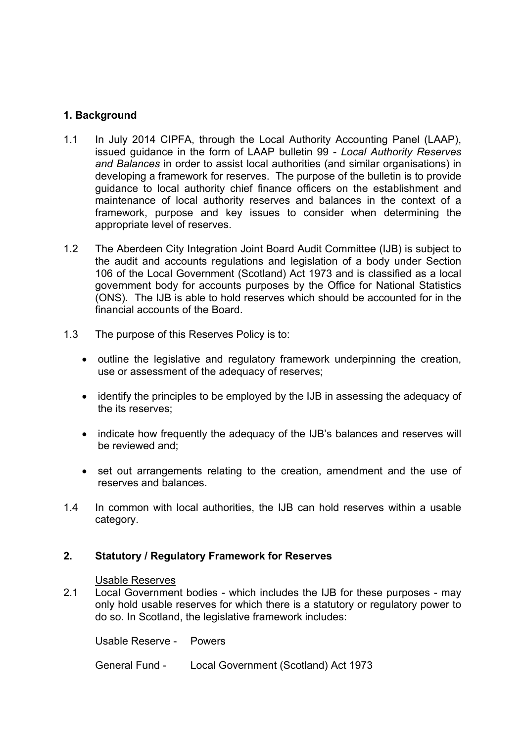## 1. Background

1.1 In July 2014 CIPFA, through the Local Authority Accounting Panel (LAAP), issued guidance in the form of LAAP bulletin 99 - *Local Authority Reserves and Balances* in order to assist local authorities (and similar organisations) in developing a framework for reserves. The purpose of the bulletin is to provide guidance to local authority chief finance officers on the establishment and maintenance of local authority reserves and balances in the context of a framework, purpose and key issues to consider when determining the appropriate level of reserves.

1.2 The Aberdeen City Integration Joint Board Audit Committee (IJB) is subject to the audit and accounts regulations and legislation of a body under Section 106 of the Local Government (Scotland) Act 1973 and is classified as a local government body for accounts purposes by the Office for National Statistics (ONS). The IJB is able to hold reserves which should be accounted for in the financial accounts of the Board.

1.3 The purpose of this Reserves Policy is to:

- outline the legislative and regulatory framework underpinning the creation, use or assessment of the adequacy of reserves;
- identify the principles to be employed by the IJB in assessing the adequacy of the its reserves;
- indicate how frequently the adequacy of the IJB's balances and reserves will be reviewed and;
- set out arrangements relating to the creation, amendment and the use of reserves and balances.

1.4 In common with local authorities, the IJB can hold reserves within a usable category.

## 2. Statutory / Regulatory Framework for Reserves

Usable Reserves

2.1 Local Government bodies - which includes the IJB for these purposes - may only hold usable reserves for which there is a statutory or regulatory power to do so. In Scotland, the legislative framework includes:

Usable Reserve - Powers

General Fund - Local Government (Scotland) Act 1973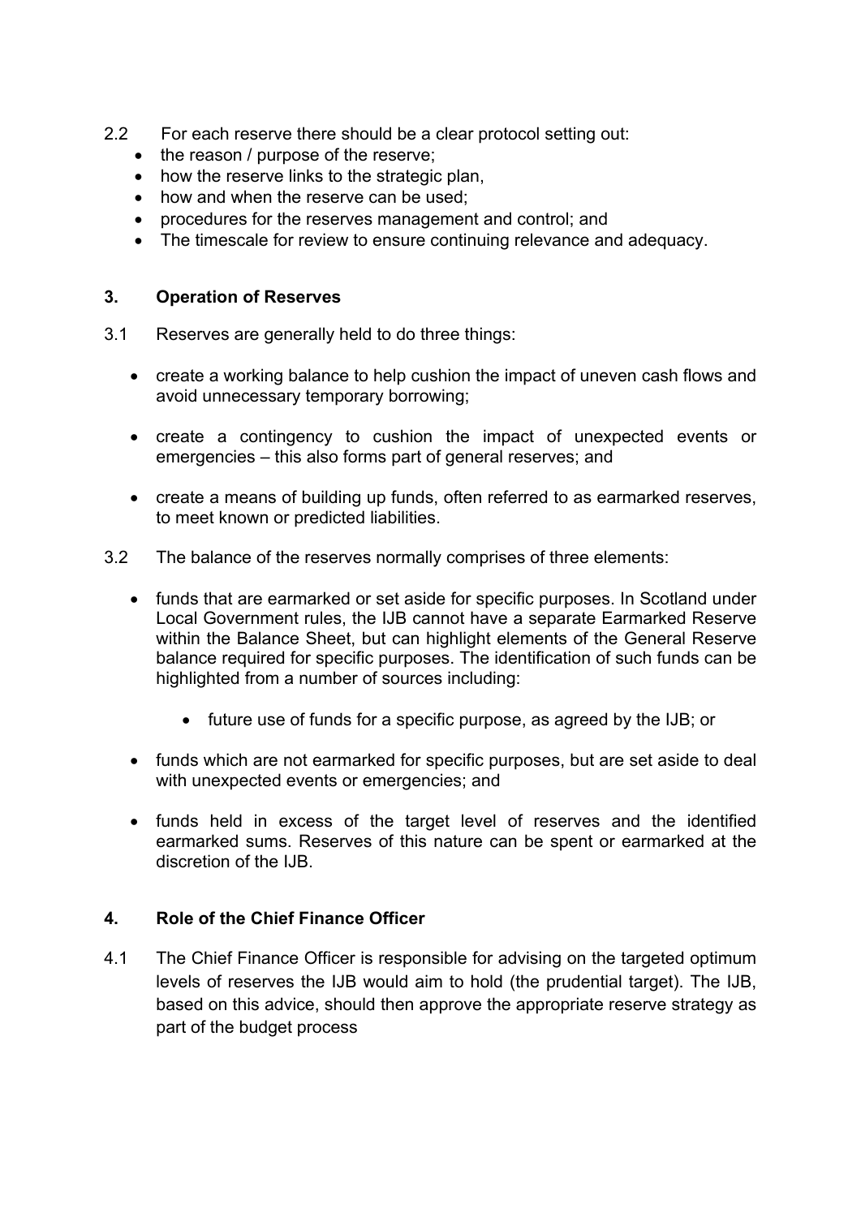2.2 For each reserve there should be a clear protocol setting out:

- the reason / purpose of the reserve;
- how the reserve links to the strategic plan,
- how and when the reserve can be used;
- procedures for the reserves management and control; and
- The timescale for review to ensure continuing relevance and adequacy.

## 3. Operation of Reserves

3.1 Reserves are generally held to do three things:

- create a working balance to help cushion the impact of uneven cash flows and avoid unnecessary temporary borrowing;
- create a contingency to cushion the impact of unexpected events or emergencies – this also forms part of general reserves; and
- create a means of building up funds, often referred to as earmarked reserves, to meet known or predicted liabilities.

3.2 The balance of the reserves normally comprises of three elements:

- funds that are earmarked or set aside for specific purposes. In Scotland under Local Government rules, the IJB cannot have a separate Earmarked Reserve within the Balance Sheet, but can highlight elements of the General Reserve balance required for specific purposes. The identification of such funds can be highlighted from a number of sources including:
    - future use of funds for a specific purpose, as agreed by the IJB; or
- funds which are not earmarked for specific purposes, but are set aside to deal with unexpected events or emergencies; and
- funds held in excess of the target level of reserves and the identified earmarked sums. Reserves of this nature can be spent or earmarked at the discretion of the IJB.

## 4. Role of the Chief Finance Officer

4.1 The Chief Finance Officer is responsible for advising on the targeted optimum levels of reserves the IJB would aim to hold (the prudential target). The IJB, based on this advice, should then approve the appropriate reserve strategy as part of the budget process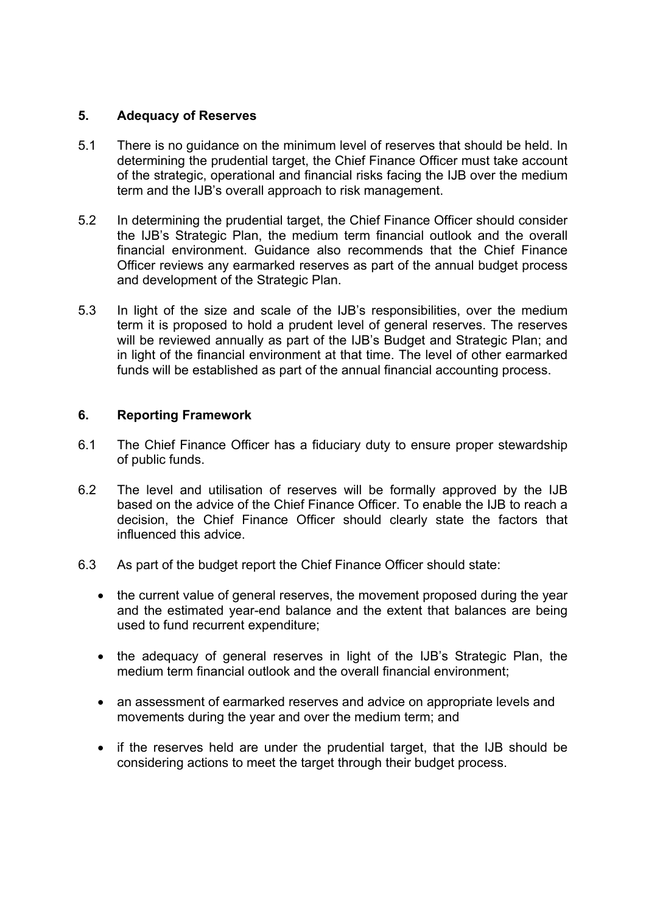## 5. Adequacy of Reserves

5.1 There is no guidance on the minimum level of reserves that should be held. In determining the prudential target, the Chief Finance Officer must take account of the strategic, operational and financial risks facing the IJB over the medium term and the IJB's overall approach to risk management.

5.2 In determining the prudential target, the Chief Finance Officer should consider the IJB's Strategic Plan, the medium term financial outlook and the overall financial environment. Guidance also recommends that the Chief Finance Officer reviews any earmarked reserves as part of the annual budget process and development of the Strategic Plan.

5.3 In light of the size and scale of the IJB's responsibilities, over the medium term it is proposed to hold a prudent level of general reserves. The reserves will be reviewed annually as part of the IJB's Budget and Strategic Plan; and in light of the financial environment at that time. The level of other earmarked funds will be established as part of the annual financial accounting process.

## 6. Reporting Framework

6.1 The Chief Finance Officer has a fiduciary duty to ensure proper stewardship of public funds.

6.2 The level and utilisation of reserves will be formally approved by the IJB based on the advice of the Chief Finance Officer. To enable the IJB to reach a decision, the Chief Finance Officer should clearly state the factors that influenced this advice.

6.3 As part of the budget report the Chief Finance Officer should state:

- the current value of general reserves, the movement proposed during the year and the estimated year-end balance and the extent that balances are being used to fund recurrent expenditure;
- the adequacy of general reserves in light of the IJB's Strategic Plan, the medium term financial outlook and the overall financial environment;
- an assessment of earmarked reserves and advice on appropriate levels and movements during the year and over the medium term; and
- if the reserves held are under the prudential target, that the IJB should be considering actions to meet the target through their budget process.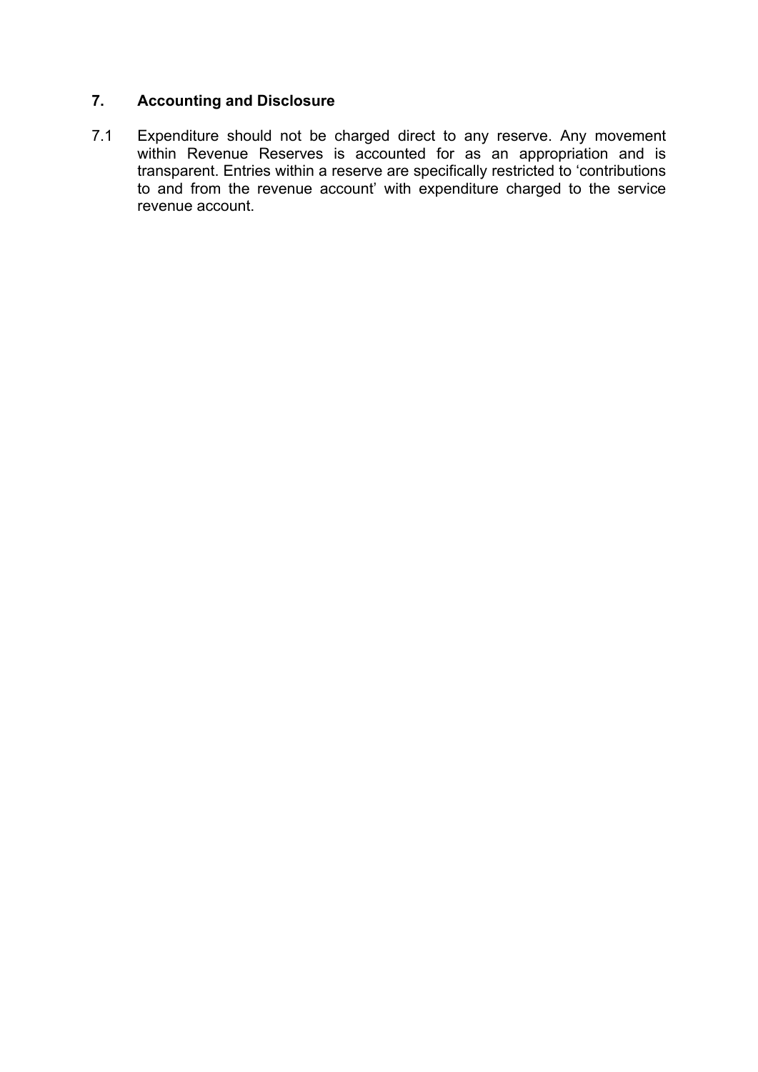## 7. Accounting and Disclosure

7.1 Expenditure should not be charged direct to any reserve. Any movement within Revenue Reserves is accounted for as an appropriation and is transparent. Entries within a reserve are specifically restricted to 'contributions to and from the revenue account' with expenditure charged to the service revenue account.